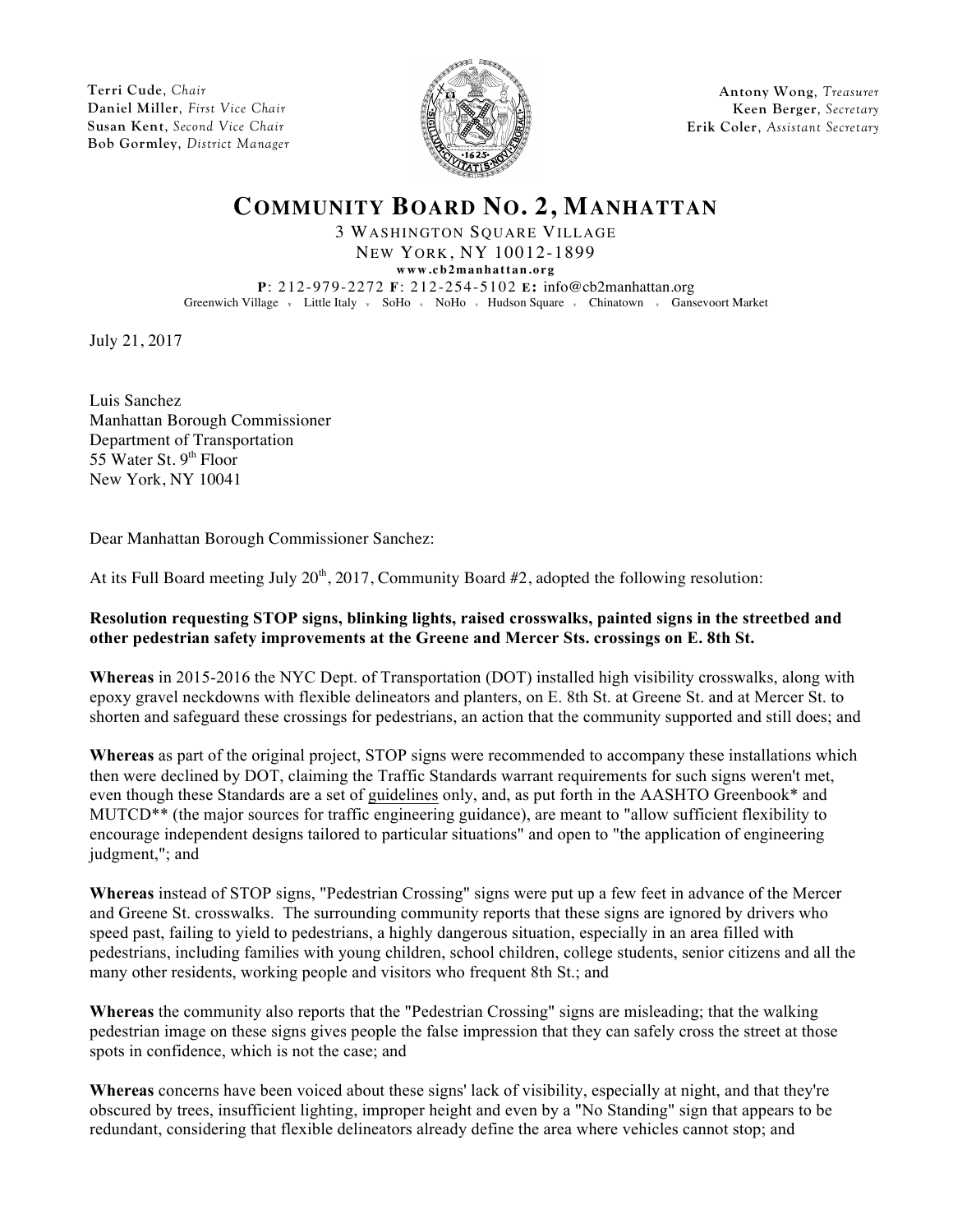**Terri Cude**, *Chair*
**Daniel Miller**, *First Vice Chair*
**Susan Kent**, *Second Vice Chair*
**Bob Gormley**, *District Manager*

**Antony Wong**, *Treasurer*
**Keen Berger**, *Secretary*
**Erik Coler**, *Assistant Secretary*

# COMMUNITY BOARD NO. 2, MANHATTAN

3 WASHINGTON SQUARE VILLAGE
NEW YORK, NY 10012-1899
**www.cb2manhattan.org**
**P**: 212-979-2272 **F**: 212-254-5102 **E:** info@cb2manhattan.org
Greenwich Village • Little Italy • SoHo • NoHo • Hudson Square • Chinatown • Gansevoort Market

July 21, 2017

Luis Sanchez
Manhattan Borough Commissioner
Department of Transportation
55 Water St. 9th Floor
New York, NY 10041

Dear Manhattan Borough Commissioner Sanchez:

At its Full Board meeting July 20th, 2017, Community Board #2, adopted the following resolution:

**Resolution requesting STOP signs, blinking lights, raised crosswalks, painted signs in the streetbed and other pedestrian safety improvements at the Greene and Mercer Sts. crossings on E. 8th St.**

**Whereas** in 2015-2016 the NYC Dept. of Transportation (DOT) installed high visibility crosswalks, along with epoxy gravel neckdowns with flexible delineators and planters, on E. 8th St. at Greene St. and at Mercer St. to shorten and safeguard these crossings for pedestrians, an action that the community supported and still does; and

**Whereas** as part of the original project, STOP signs were recommended to accompany these installations which then were declined by DOT, claiming the Traffic Standards warrant requirements for such signs weren't met, even though these Standards are a set of guidelines only, and, as put forth in the AASHTO Greenbook* and MUTCD** (the major sources for traffic engineering guidance), are meant to "allow sufficient flexibility to encourage independent designs tailored to particular situations" and open to "the application of engineering judgment,"; and

**Whereas** instead of STOP signs, "Pedestrian Crossing" signs were put up a few feet in advance of the Mercer and Greene St. crosswalks. The surrounding community reports that these signs are ignored by drivers who speed past, failing to yield to pedestrians, a highly dangerous situation, especially in an area filled with pedestrians, including families with young children, school children, college students, senior citizens and all the many other residents, working people and visitors who frequent 8th St.; and

**Whereas** the community also reports that the "Pedestrian Crossing" signs are misleading; that the walking pedestrian image on these signs gives people the false impression that they can safely cross the street at those spots in confidence, which is not the case; and

**Whereas** concerns have been voiced about these signs' lack of visibility, especially at night, and that they're obscured by trees, insufficient lighting, improper height and even by a "No Standing" sign that appears to be redundant, considering that flexible delineators already define the area where vehicles cannot stop; and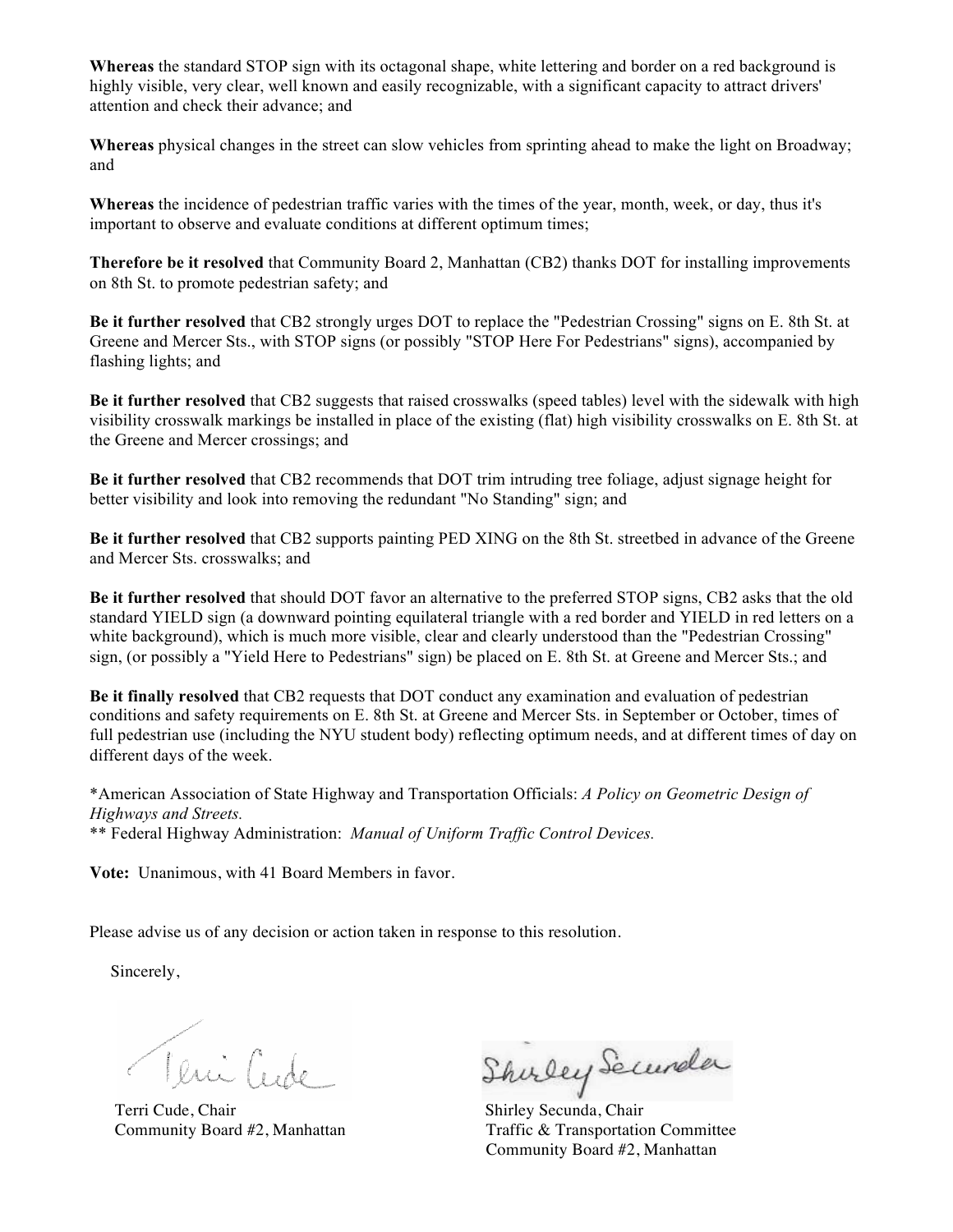**Whereas** the standard STOP sign with its octagonal shape, white lettering and border on a red background is highly visible, very clear, well known and easily recognizable, with a significant capacity to attract drivers' attention and check their advance; and

**Whereas** physical changes in the street can slow vehicles from sprinting ahead to make the light on Broadway; and

**Whereas** the incidence of pedestrian traffic varies with the times of the year, month, week, or day, thus it's important to observe and evaluate conditions at different optimum times;

**Therefore be it resolved** that Community Board 2, Manhattan (CB2) thanks DOT for installing improvements on 8th St. to promote pedestrian safety; and

**Be it further resolved** that CB2 strongly urges DOT to replace the "Pedestrian Crossing" signs on E. 8th St. at Greene and Mercer Sts., with STOP signs (or possibly "STOP Here For Pedestrians" signs), accompanied by flashing lights; and

**Be it further resolved** that CB2 suggests that raised crosswalks (speed tables) level with the sidewalk with high visibility crosswalk markings be installed in place of the existing (flat) high visibility crosswalks on E. 8th St. at the Greene and Mercer crossings; and

**Be it further resolved** that CB2 recommends that DOT trim intruding tree foliage, adjust signage height for better visibility and look into removing the redundant "No Standing" sign; and

**Be it further resolved** that CB2 supports painting PED XING on the 8th St. streetbed in advance of the Greene and Mercer Sts. crosswalks; and

**Be it further resolved** that should DOT favor an alternative to the preferred STOP signs, CB2 asks that the old standard YIELD sign (a downward pointing equilateral triangle with a red border and YIELD in red letters on a white background), which is much more visible, clear and clearly understood than the "Pedestrian Crossing" sign, (or possibly a "Yield Here to Pedestrians" sign) be placed on E. 8th St. at Greene and Mercer Sts.; and

**Be it finally resolved** that CB2 requests that DOT conduct any examination and evaluation of pedestrian conditions and safety requirements on E. 8th St. at Greene and Mercer Sts. in September or October, times of full pedestrian use (including the NYU student body) reflecting optimum needs, and at different times of day on different days of the week.

*American Association of State Highway and Transportation Officials: *A Policy on Geometric Design of Highways and Streets.*
** Federal Highway Administration: *Manual of Uniform Traffic Control Devices.*

**Vote:** Unanimous, with 41 Board Members in favor.

Please advise us of any decision or action taken in response to this resolution.

Sincerely,

Terri Cude, Chair
Community Board #2, Manhattan

Shirley Secunda, Chair
Traffic & Transportation Committee
Community Board #2, Manhattan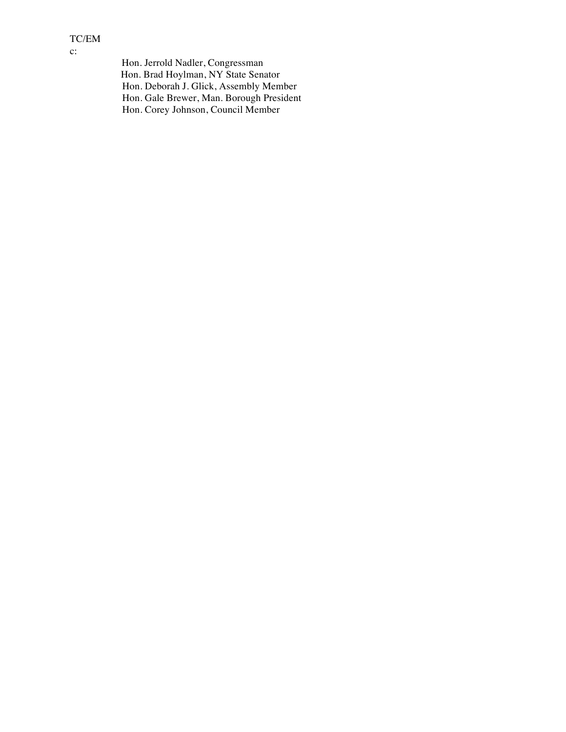TC/EM

c:

Hon. Jerrold Nadler, Congressman
Hon. Brad Hoylman, NY State Senator
Hon. Deborah J. Glick, Assembly Member
Hon. Gale Brewer, Man. Borough President
Hon. Corey Johnson, Council Member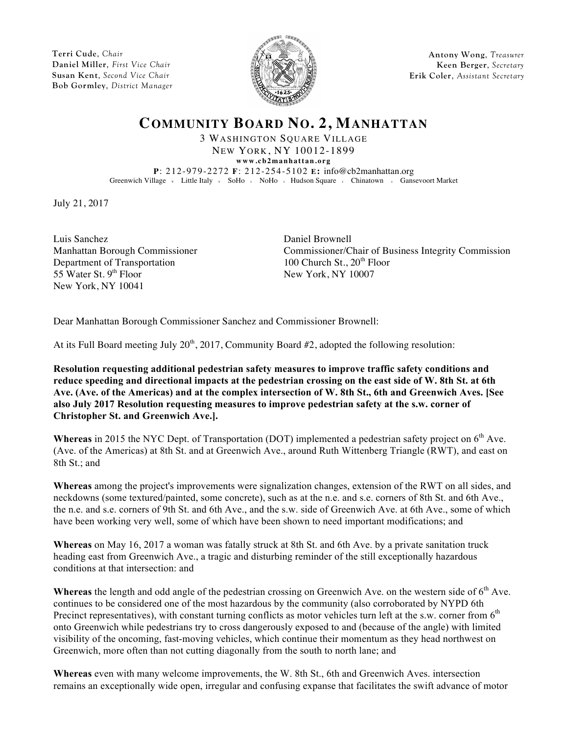Terri Cude, *Chair*
Daniel Miller, *First Vice Chair*
Susan Kent, *Second Vice Chair*
Bob Gormley, *District Manager*

Antony Wong, *Treasurer*
Keen Berger, *Secretary*
Erik Coler, *Assistant Secretary*

# COMMUNITY BOARD NO. 2, MANHATTAN

3 WASHINGTON SQUARE VILLAGE
NEW YORK, NY 10012-1899
www.cb2manhattan.org
**P**: 212-979-2272 **F**: 212-254-5102 **E:** info@cb2manhattan.org
Greenwich Village v Little Italy v SoHo v NoHo v Hudson Square v Chinatown v Gansevoort Market

July 21, 2017

Luis Sanchez
Manhattan Borough Commissioner
Department of Transportation
55 Water St. 9th Floor
New York, NY 10041

Daniel Brownell
Commissioner/Chair of Business Integrity Commission
100 Church St., 20th Floor
New York, NY 10007

Dear Manhattan Borough Commissioner Sanchez and Commissioner Brownell:

At its Full Board meeting July 20th, 2017, Community Board #2, adopted the following resolution:

**Resolution requesting additional pedestrian safety measures to improve traffic safety conditions and reduce speeding and directional impacts at the pedestrian crossing on the east side of W. 8th St. at 6th Ave. (Ave. of the Americas) and at the complex intersection of W. 8th St., 6th and Greenwich Aves. [See also July 2017 Resolution requesting measures to improve pedestrian safety at the s.w. corner of Christopher St. and Greenwich Ave.].**

**Whereas** in 2015 the NYC Dept. of Transportation (DOT) implemented a pedestrian safety project on 6th Ave. (Ave. of the Americas) at 8th St. and at Greenwich Ave., around Ruth Wittenberg Triangle (RWT), and east on 8th St.; and

**Whereas** among the project's improvements were signalization changes, extension of the RWT on all sides, and neckdowns (some textured/painted, some concrete), such as at the n.e. and s.e. corners of 8th St. and 6th Ave., the n.e. and s.e. corners of 9th St. and 6th Ave., and the s.w. side of Greenwich Ave. at 6th Ave., some of which have been working very well, some of which have been shown to need important modifications; and

**Whereas** on May 16, 2017 a woman was fatally struck at 8th St. and 6th Ave. by a private sanitation truck heading east from Greenwich Ave., a tragic and disturbing reminder of the still exceptionally hazardous conditions at that intersection: and

**Whereas** the length and odd angle of the pedestrian crossing on Greenwich Ave. on the western side of 6th Ave. continues to be considered one of the most hazardous by the community (also corroborated by NYPD 6th Precinct representatives), with constant turning conflicts as motor vehicles turn left at the s.w. corner from 6th onto Greenwich while pedestrians try to cross dangerously exposed to and (because of the angle) with limited visibility of the oncoming, fast-moving vehicles, which continue their momentum as they head northwest on Greenwich, more often than not cutting diagonally from the south to north lane; and

**Whereas** even with many welcome improvements, the W. 8th St., 6th and Greenwich Aves. intersection remains an exceptionally wide open, irregular and confusing expanse that facilitates the swift advance of motor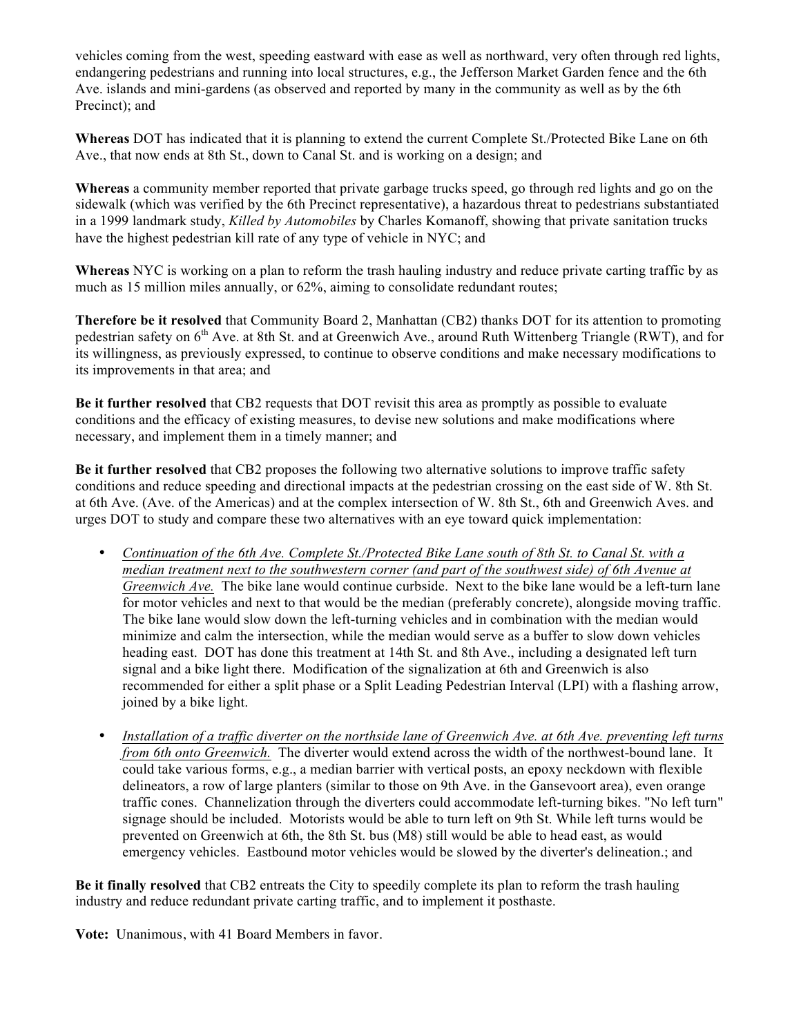vehicles coming from the west, speeding eastward with ease as well as northward, very often through red lights, endangering pedestrians and running into local structures, e.g., the Jefferson Market Garden fence and the 6th Ave. islands and mini-gardens (as observed and reported by many in the community as well as by the 6th Precinct); and

**Whereas** DOT has indicated that it is planning to extend the current Complete St./Protected Bike Lane on 6th Ave., that now ends at 8th St., down to Canal St. and is working on a design; and

**Whereas** a community member reported that private garbage trucks speed, go through red lights and go on the sidewalk (which was verified by the 6th Precinct representative), a hazardous threat to pedestrians substantiated in a 1999 landmark study, *Killed by Automobiles* by Charles Komanoff, showing that private sanitation trucks have the highest pedestrian kill rate of any type of vehicle in NYC; and

**Whereas** NYC is working on a plan to reform the trash hauling industry and reduce private carting traffic by as much as 15 million miles annually, or 62%, aiming to consolidate redundant routes;

**Therefore be it resolved** that Community Board 2, Manhattan (CB2) thanks DOT for its attention to promoting pedestrian safety on 6th Ave. at 8th St. and at Greenwich Ave., around Ruth Wittenberg Triangle (RWT), and for its willingness, as previously expressed, to continue to observe conditions and make necessary modifications to its improvements in that area; and

**Be it further resolved** that CB2 requests that DOT revisit this area as promptly as possible to evaluate conditions and the efficacy of existing measures, to devise new solutions and make modifications where necessary, and implement them in a timely manner; and

**Be it further resolved** that CB2 proposes the following two alternative solutions to improve traffic safety conditions and reduce speeding and directional impacts at the pedestrian crossing on the east side of W. 8th St. at 6th Ave. (Ave. of the Americas) and at the complex intersection of W. 8th St., 6th and Greenwich Aves. and urges DOT to study and compare these two alternatives with an eye toward quick implementation:

- *Continuation of the 6th Ave. Complete St./Protected Bike Lane south of 8th St. to Canal St. with a median treatment next to the southwestern corner (and part of the southwest side) of 6th Avenue at Greenwich Ave.* The bike lane would continue curbside. Next to the bike lane would be a left-turn lane for motor vehicles and next to that would be the median (preferably concrete), alongside moving traffic. The bike lane would slow down the left-turning vehicles and in combination with the median would minimize and calm the intersection, while the median would serve as a buffer to slow down vehicles heading east. DOT has done this treatment at 14th St. and 8th Ave., including a designated left turn signal and a bike light there. Modification of the signalization at 6th and Greenwich is also recommended for either a split phase or a Split Leading Pedestrian Interval (LPI) with a flashing arrow, joined by a bike light.

- *Installation of a traffic diverter on the northside lane of Greenwich Ave. at 6th Ave. preventing left turns from 6th onto Greenwich.* The diverter would extend across the width of the northwest-bound lane. It could take various forms, e.g., a median barrier with vertical posts, an epoxy neckdown with flexible delineators, a row of large planters (similar to those on 9th Ave. in the Gansevoort area), even orange traffic cones. Channelization through the diverters could accommodate left-turning bikes. "No left turn" signage should be included. Motorists would be able to turn left on 9th St. While left turns would be prevented on Greenwich at 6th, the 8th St. bus (M8) still would be able to head east, as would emergency vehicles. Eastbound motor vehicles would be slowed by the diverter's delineation.; and

**Be it finally resolved** that CB2 entreats the City to speedily complete its plan to reform the trash hauling industry and reduce redundant private carting traffic, and to implement it posthaste.

**Vote:** Unanimous, with 41 Board Members in favor.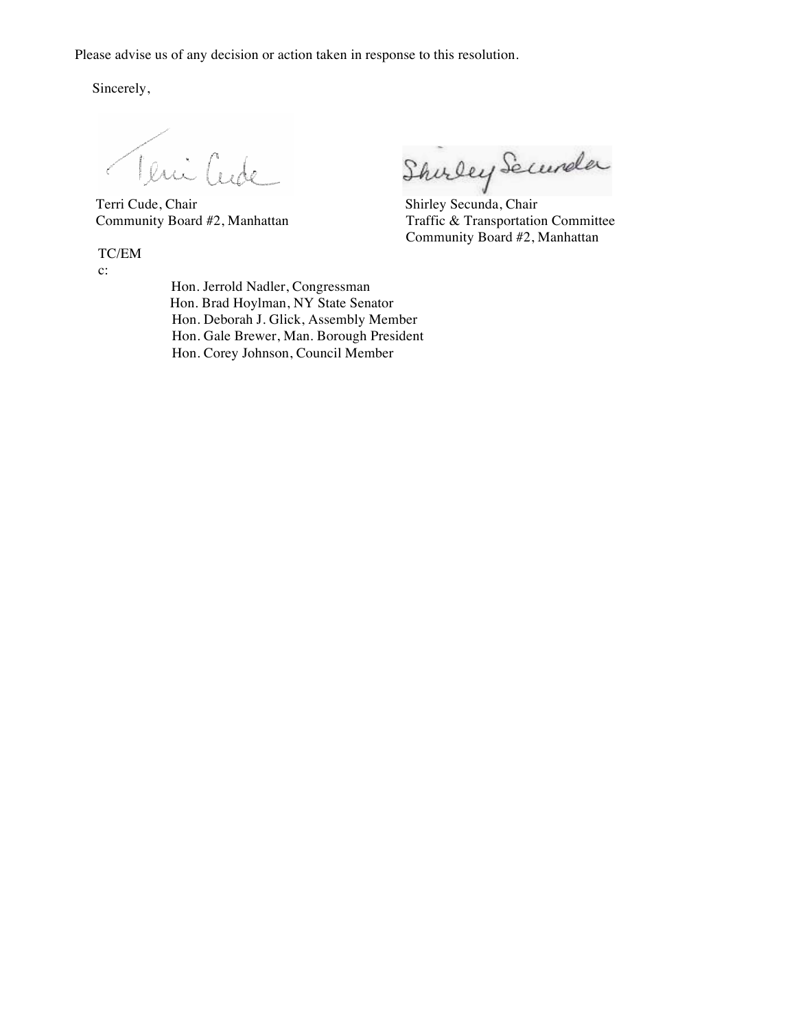Please advise us of any decision or action taken in response to this resolution.

Sincerely,

Terri Cude, Chair
Community Board #2, Manhattan

Shirley Secunda, Chair
Traffic & Transportation Committee
Community Board #2, Manhattan

TC/EM

c:

Hon. Jerrold Nadler, Congressman
Hon. Brad Hoylman, NY State Senator
Hon. Deborah J. Glick, Assembly Member
Hon. Gale Brewer, Man. Borough President
Hon. Corey Johnson, Council Member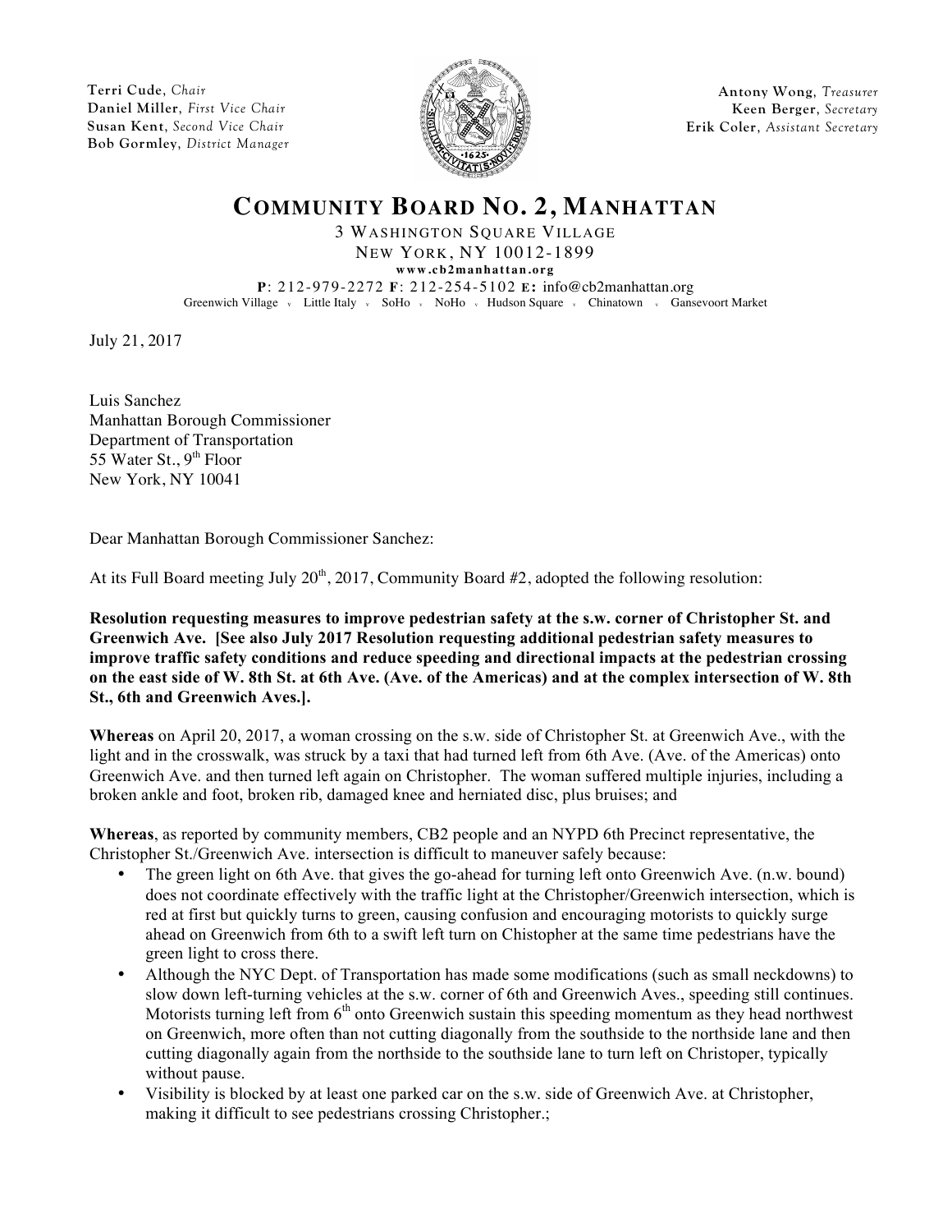Terri Cude, *Chair*
Daniel Miller, *First Vice Chair*
Susan Kent, *Second Vice Chair*
Bob Gormley, *District Manager*

Antony Wong, *Treasurer*
Keen Berger, *Secretary*
Erik Coler, *Assistant Secretary*

# COMMUNITY BOARD NO. 2, MANHATTAN

3 WASHINGTON SQUARE VILLAGE
NEW YORK, NY 10012-1899
**www.cb2manhattan.org**
**P**: 212-979-2272 **F**: 212-254-5102 **E:** info@cb2manhattan.org
Greenwich Village v Little Italy v SoHo v NoHo v Hudson Square v Chinatown v Gansevoort Market

July 21, 2017

Luis Sanchez
Manhattan Borough Commissioner
Department of Transportation
55 Water St., 9th Floor
New York, NY 10041

Dear Manhattan Borough Commissioner Sanchez:

At its Full Board meeting July 20th, 2017, Community Board #2, adopted the following resolution:

**Resolution requesting measures to improve pedestrian safety at the s.w. corner of Christopher St. and Greenwich Ave. [See also July 2017 Resolution requesting additional pedestrian safety measures to improve traffic safety conditions and reduce speeding and directional impacts at the pedestrian crossing on the east side of W. 8th St. at 6th Ave. (Ave. of the Americas) and at the complex intersection of W. 8th St., 6th and Greenwich Aves.].**

**Whereas** on April 20, 2017, a woman crossing on the s.w. side of Christopher St. at Greenwich Ave., with the light and in the crosswalk, was struck by a taxi that had turned left from 6th Ave. (Ave. of the Americas) onto Greenwich Ave. and then turned left again on Christopher. The woman suffered multiple injuries, including a broken ankle and foot, broken rib, damaged knee and herniated disc, plus bruises; and

**Whereas**, as reported by community members, CB2 people and an NYPD 6th Precinct representative, the Christopher St./Greenwich Ave. intersection is difficult to maneuver safely because:

- The green light on 6th Ave. that gives the go-ahead for turning left onto Greenwich Ave. (n.w. bound) does not coordinate effectively with the traffic light at the Christopher/Greenwich intersection, which is red at first but quickly turns to green, causing confusion and encouraging motorists to quickly surge ahead on Greenwich from 6th to a swift left turn on Chistopher at the same time pedestrians have the green light to cross there.
- Although the NYC Dept. of Transportation has made some modifications (such as small neckdowns) to slow down left-turning vehicles at the s.w. corner of 6th and Greenwich Aves., speeding still continues. Motorists turning left from 6th onto Greenwich sustain this speeding momentum as they head northwest on Greenwich, more often than not cutting diagonally from the southside to the northside lane and then cutting diagonally again from the northside to the southside lane to turn left on Christoper, typically without pause.
- Visibility is blocked by at least one parked car on the s.w. side of Greenwich Ave. at Christopher, making it difficult to see pedestrians crossing Christopher.;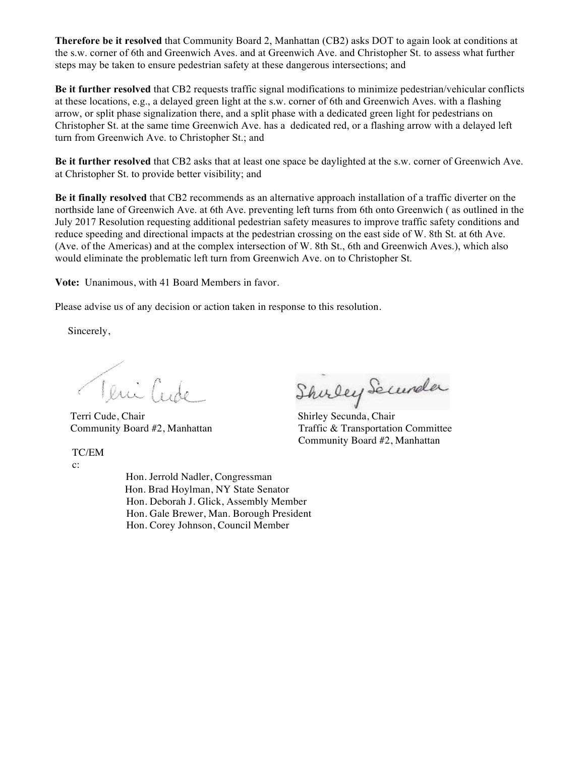**Therefore be it resolved** that Community Board 2, Manhattan (CB2) asks DOT to again look at conditions at the s.w. corner of 6th and Greenwich Aves. and at Greenwich Ave. and Christopher St. to assess what further steps may be taken to ensure pedestrian safety at these dangerous intersections; and

**Be it further resolved** that CB2 requests traffic signal modifications to minimize pedestrian/vehicular conflicts at these locations, e.g., a delayed green light at the s.w. corner of 6th and Greenwich Aves. with a flashing arrow, or split phase signalization there, and a split phase with a dedicated green light for pedestrians on Christopher St. at the same time Greenwich Ave. has a dedicated red, or a flashing arrow with a delayed left turn from Greenwich Ave. to Christopher St.; and

**Be it further resolved** that CB2 asks that at least one space be daylighted at the s.w. corner of Greenwich Ave. at Christopher St. to provide better visibility; and

**Be it finally resolved** that CB2 recommends as an alternative approach installation of a traffic diverter on the northside lane of Greenwich Ave. at 6th Ave. preventing left turns from 6th onto Greenwich ( as outlined in the July 2017 Resolution requesting additional pedestrian safety measures to improve traffic safety conditions and reduce speeding and directional impacts at the pedestrian crossing on the east side of W. 8th St. at 6th Ave. (Ave. of the Americas) and at the complex intersection of W. 8th St., 6th and Greenwich Aves.), which also would eliminate the problematic left turn from Greenwich Ave. on to Christopher St.

**Vote:** Unanimous, with 41 Board Members in favor.

Please advise us of any decision or action taken in response to this resolution.

Sincerely,

Terri Cude, Chair
Community Board #2, Manhattan

Shirley Secunda, Chair
Traffic & Transportation Committee
Community Board #2, Manhattan

TC/EM

c:

Hon. Jerrold Nadler, Congressman
Hon. Brad Hoylman, NY State Senator
Hon. Deborah J. Glick, Assembly Member
Hon. Gale Brewer, Man. Borough President
Hon. Corey Johnson, Council Member